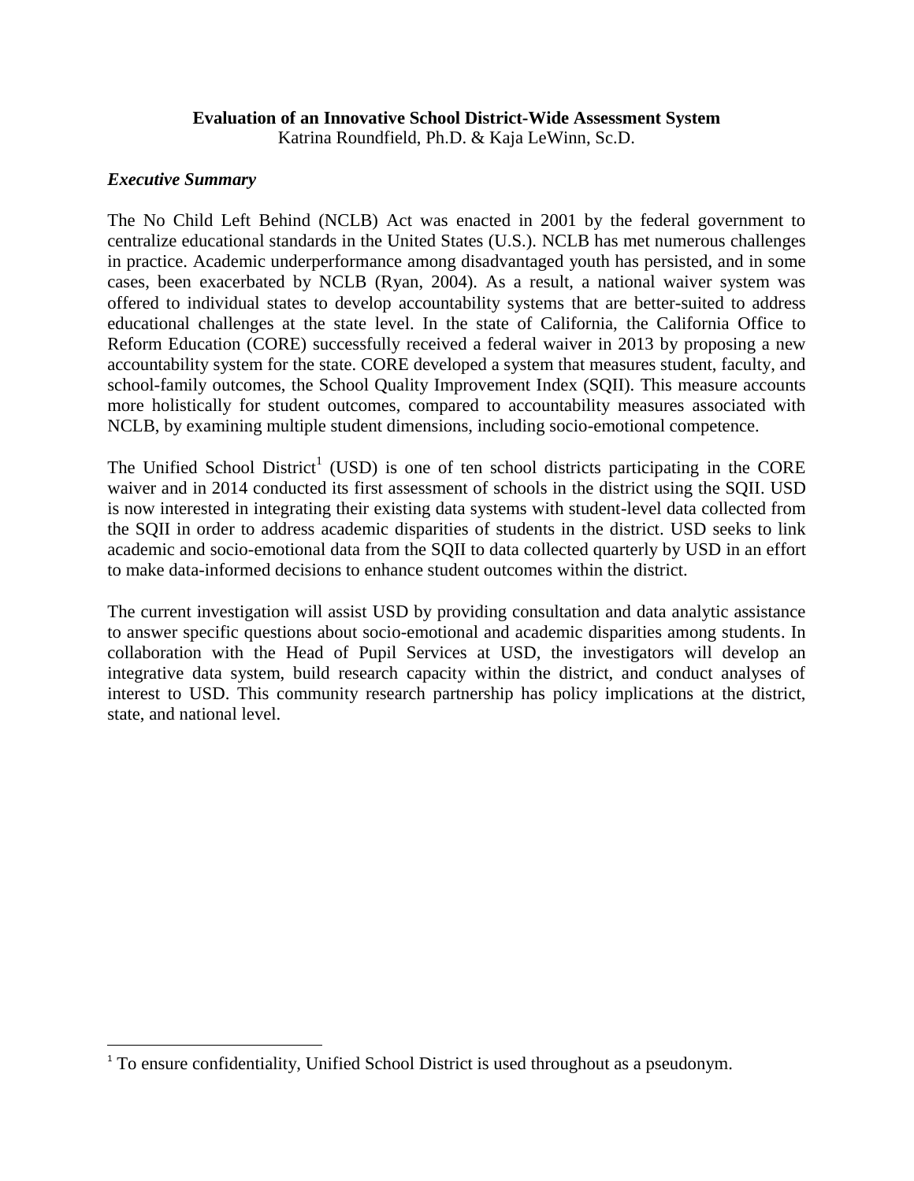**Evaluation of an Innovative School District-Wide Assessment System**

Katrina Roundfield, Ph.D. & Kaja LeWinn, Sc.D.

***Executive Summary***

The No Child Left Behind (NCLB) Act was enacted in 2001 by the federal government to centralize educational standards in the United States (U.S.). NCLB has met numerous challenges in practice. Academic underperformance among disadvantaged youth has persisted, and in some cases, been exacerbated by NCLB (Ryan, 2004). As a result, a national waiver system was offered to individual states to develop accountability systems that are better-suited to address educational challenges at the state level. In the state of California, the California Office to Reform Education (CORE) successfully received a federal waiver in 2013 by proposing a new accountability system for the state. CORE developed a system that measures student, faculty, and school-family outcomes, the School Quality Improvement Index (SQII). This measure accounts more holistically for student outcomes, compared to accountability measures associated with NCLB, by examining multiple student dimensions, including socio-emotional competence.

The Unified School District[1] (USD) is one of ten school districts participating in the CORE waiver and in 2014 conducted its first assessment of schools in the district using the SQII. USD is now interested in integrating their existing data systems with student-level data collected from the SQII in order to address academic disparities of students in the district. USD seeks to link academic and socio-emotional data from the SQII to data collected quarterly by USD in an effort to make data-informed decisions to enhance student outcomes within the district.

The current investigation will assist USD by providing consultation and data analytic assistance to answer specific questions about socio-emotional and academic disparities among students. In collaboration with the Head of Pupil Services at USD, the investigators will develop an integrative data system, build research capacity within the district, and conduct analyses of interest to USD. This community research partnership has policy implications at the district, state, and national level.

[1] To ensure confidentiality, Unified School District is used throughout as a pseudonym.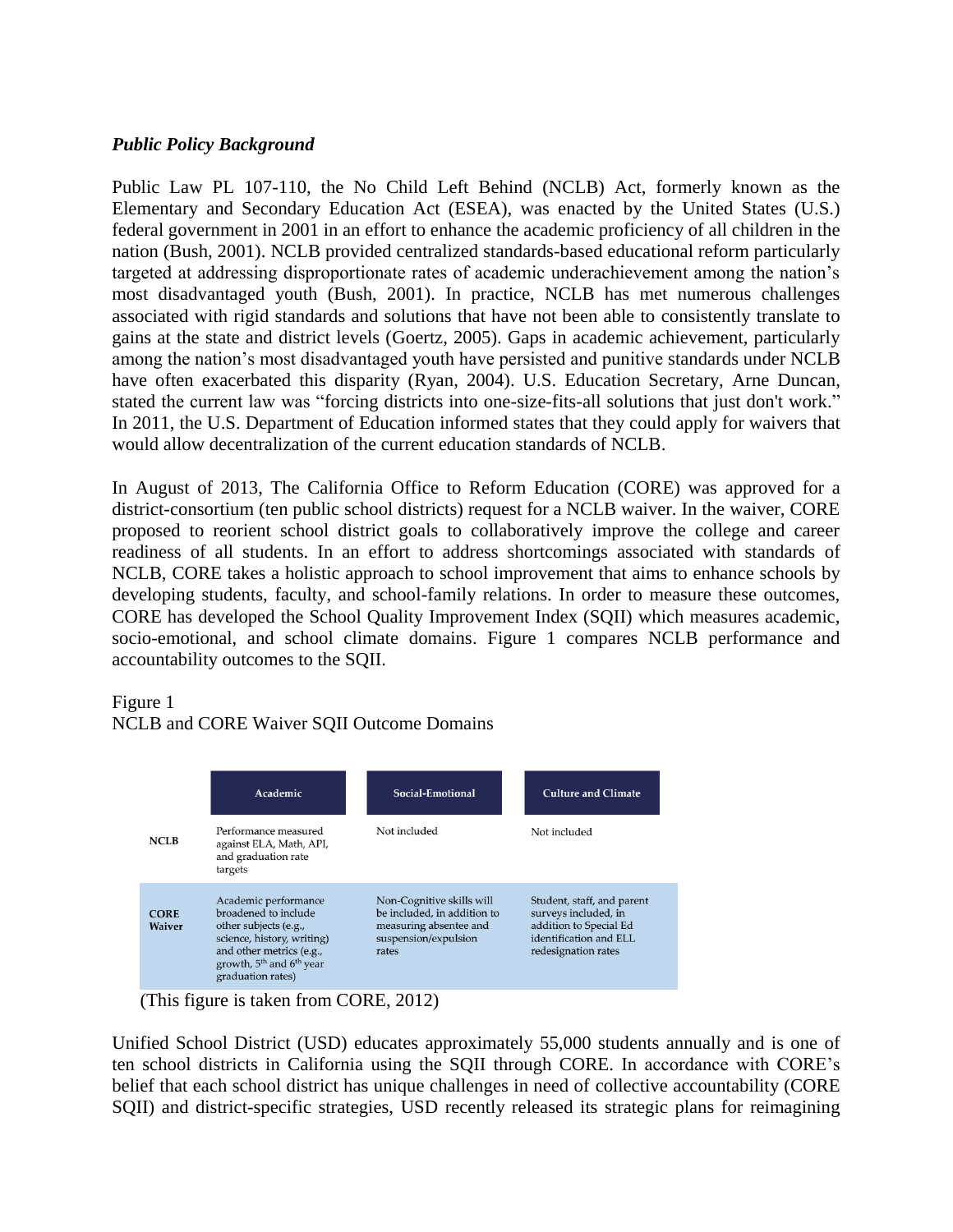### *Public Policy Background*

Public Law PL 107-110, the No Child Left Behind (NCLB) Act, formerly known as the Elementary and Secondary Education Act (ESEA), was enacted by the United States (U.S.) federal government in 2001 in an effort to enhance the academic proficiency of all children in the nation (Bush, 2001). NCLB provided centralized standards-based educational reform particularly targeted at addressing disproportionate rates of academic underachievement among the nation's most disadvantaged youth (Bush, 2001). In practice, NCLB has met numerous challenges associated with rigid standards and solutions that have not been able to consistently translate to gains at the state and district levels (Goertz, 2005). Gaps in academic achievement, particularly among the nation's most disadvantaged youth have persisted and punitive standards under NCLB have often exacerbated this disparity (Ryan, 2004). U.S. Education Secretary, Arne Duncan, stated the current law was "forcing districts into one-size-fits-all solutions that just don't work." In 2011, the U.S. Department of Education informed states that they could apply for waivers that would allow decentralization of the current education standards of NCLB.

In August of 2013, The California Office to Reform Education (CORE) was approved for a district-consortium (ten public school districts) request for a NCLB waiver. In the waiver, CORE proposed to reorient school district goals to collaboratively improve the college and career readiness of all students. In an effort to address shortcomings associated with standards of NCLB, CORE takes a holistic approach to school improvement that aims to enhance schools by developing students, faculty, and school-family relations. In order to measure these outcomes, CORE has developed the School Quality Improvement Index (SQII) which measures academic, socio-emotional, and school climate domains. Figure 1 compares NCLB performance and accountability outcomes to the SQII.

Figure 1
NCLB and CORE Waiver SQII Outcome Domains

| | Academic | Social-Emotional | Culture and Climate |
|---|---|---|---|
| **NCLB** | Performance measured against ELA, Math, API, and graduation rate targets | Not included | Not included |
| **CORE Waiver** | Academic performance broadened to include other subjects (e.g., science, history, writing) and other metrics (e.g., growth, 5th and 6th year graduation rates) | Non-Cognitive skills will be included, in addition to measuring absentee and suspension/expulsion rates | Student, staff, and parent surveys included, in addition to Special Ed identification and ELL redesignation rates |

(This figure is taken from CORE, 2012)

Unified School District (USD) educates approximately 55,000 students annually and is one of ten school districts in California using the SQII through CORE. In accordance with CORE's belief that each school district has unique challenges in need of collective accountability (CORE SQII) and district-specific strategies, USD recently released its strategic plans for reimagining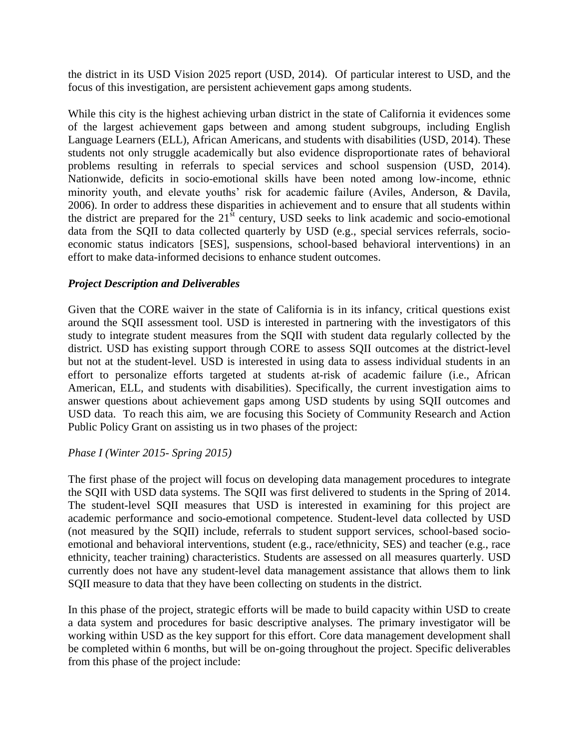the district in its USD Vision 2025 report (USD, 2014). Of particular interest to USD, and the focus of this investigation, are persistent achievement gaps among students.

While this city is the highest achieving urban district in the state of California it evidences some of the largest achievement gaps between and among student subgroups, including English Language Learners (ELL), African Americans, and students with disabilities (USD, 2014). These students not only struggle academically but also evidence disproportionate rates of behavioral problems resulting in referrals to special services and school suspension (USD, 2014). Nationwide, deficits in socio-emotional skills have been noted among low-income, ethnic minority youth, and elevate youths' risk for academic failure (Aviles, Anderson, & Davila, 2006). In order to address these disparities in achievement and to ensure that all students within the district are prepared for the 21st century, USD seeks to link academic and socio-emotional data from the SQII to data collected quarterly by USD (e.g., special services referrals, socio-economic status indicators [SES], suspensions, school-based behavioral interventions) in an effort to make data-informed decisions to enhance student outcomes.

### *Project Description and Deliverables*

Given that the CORE waiver in the state of California is in its infancy, critical questions exist around the SQII assessment tool. USD is interested in partnering with the investigators of this study to integrate student measures from the SQII with student data regularly collected by the district. USD has existing support through CORE to assess SQII outcomes at the district-level but not at the student-level. USD is interested in using data to assess individual students in an effort to personalize efforts targeted at students at-risk of academic failure (i.e., African American, ELL, and students with disabilities). Specifically, the current investigation aims to answer questions about achievement gaps among USD students by using SQII outcomes and USD data. To reach this aim, we are focusing this Society of Community Research and Action Public Policy Grant on assisting us in two phases of the project:

*Phase I (Winter 2015- Spring 2015)*

The first phase of the project will focus on developing data management procedures to integrate the SQII with USD data systems. The SQII was first delivered to students in the Spring of 2014. The student-level SQII measures that USD is interested in examining for this project are academic performance and socio-emotional competence. Student-level data collected by USD (not measured by the SQII) include, referrals to student support services, school-based socio-emotional and behavioral interventions, student (e.g., race/ethnicity, SES) and teacher (e.g., race ethnicity, teacher training) characteristics. Students are assessed on all measures quarterly. USD currently does not have any student-level data management assistance that allows them to link SQII measure to data that they have been collecting on students in the district.

In this phase of the project, strategic efforts will be made to build capacity within USD to create a data system and procedures for basic descriptive analyses. The primary investigator will be working within USD as the key support for this effort. Core data management development shall be completed within 6 months, but will be on-going throughout the project. Specific deliverables from this phase of the project include: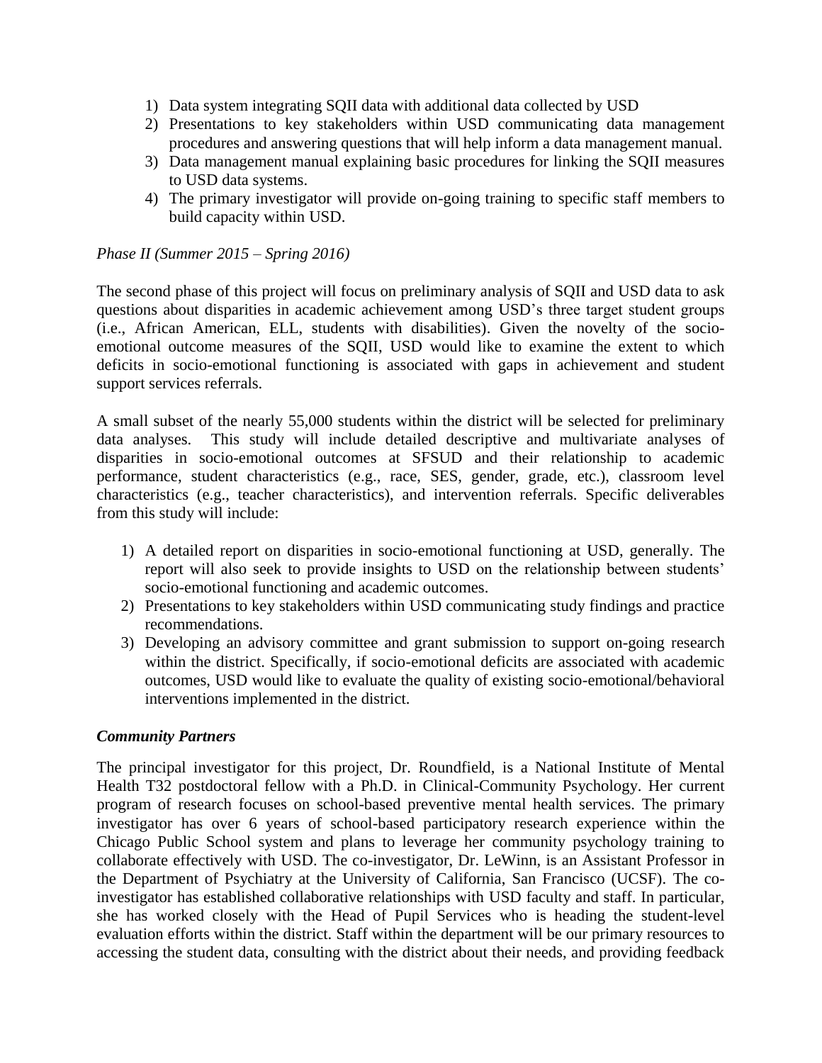1) Data system integrating SQII data with additional data collected by USD
2) Presentations to key stakeholders within USD communicating data management procedures and answering questions that will help inform a data management manual.
3) Data management manual explaining basic procedures for linking the SQII measures to USD data systems.
4) The primary investigator will provide on-going training to specific staff members to build capacity within USD.

*Phase II (Summer 2015 – Spring 2016)*

The second phase of this project will focus on preliminary analysis of SQII and USD data to ask questions about disparities in academic achievement among USD's three target student groups (i.e., African American, ELL, students with disabilities). Given the novelty of the socio-emotional outcome measures of the SQII, USD would like to examine the extent to which deficits in socio-emotional functioning is associated with gaps in achievement and student support services referrals.

A small subset of the nearly 55,000 students within the district will be selected for preliminary data analyses. This study will include detailed descriptive and multivariate analyses of disparities in socio-emotional outcomes at SFSUD and their relationship to academic performance, student characteristics (e.g., race, SES, gender, grade, etc.), classroom level characteristics (e.g., teacher characteristics), and intervention referrals. Specific deliverables from this study will include:

1) A detailed report on disparities in socio-emotional functioning at USD, generally. The report will also seek to provide insights to USD on the relationship between students' socio-emotional functioning and academic outcomes.
2) Presentations to key stakeholders within USD communicating study findings and practice recommendations.
3) Developing an advisory committee and grant submission to support on-going research within the district. Specifically, if socio-emotional deficits are associated with academic outcomes, USD would like to evaluate the quality of existing socio-emotional/behavioral interventions implemented in the district.

***Community Partners***

The principal investigator for this project, Dr. Roundfield, is a National Institute of Mental Health T32 postdoctoral fellow with a Ph.D. in Clinical-Community Psychology. Her current program of research focuses on school-based preventive mental health services. The primary investigator has over 6 years of school-based participatory research experience within the Chicago Public School system and plans to leverage her community psychology training to collaborate effectively with USD. The co-investigator, Dr. LeWinn, is an Assistant Professor in the Department of Psychiatry at the University of California, San Francisco (UCSF). The co-investigator has established collaborative relationships with USD faculty and staff. In particular, she has worked closely with the Head of Pupil Services who is heading the student-level evaluation efforts within the district. Staff within the department will be our primary resources to accessing the student data, consulting with the district about their needs, and providing feedback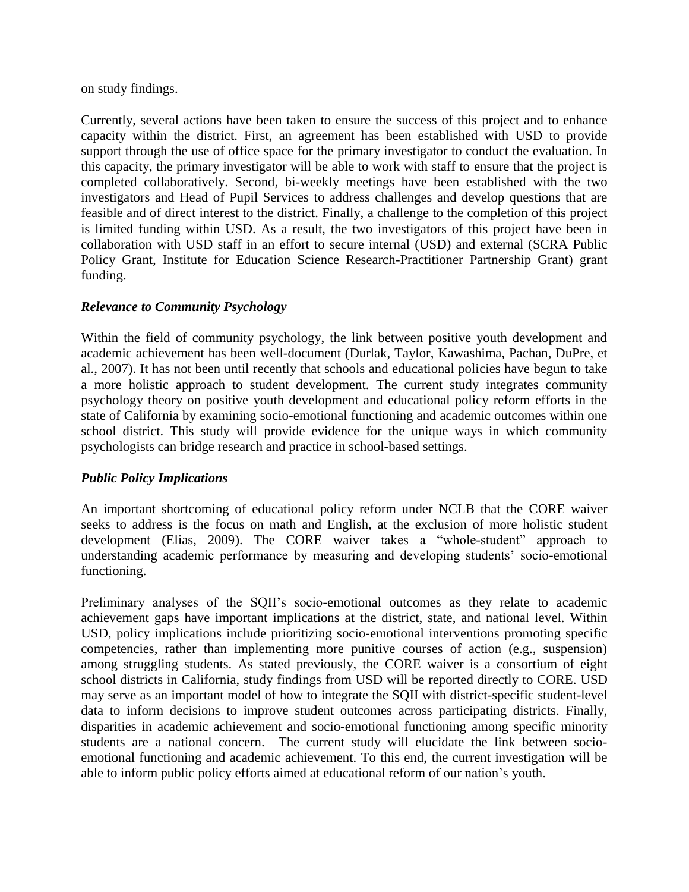on study findings.

Currently, several actions have been taken to ensure the success of this project and to enhance capacity within the district. First, an agreement has been established with USD to provide support through the use of office space for the primary investigator to conduct the evaluation. In this capacity, the primary investigator will be able to work with staff to ensure that the project is completed collaboratively. Second, bi-weekly meetings have been established with the two investigators and Head of Pupil Services to address challenges and develop questions that are feasible and of direct interest to the district. Finally, a challenge to the completion of this project is limited funding within USD. As a result, the two investigators of this project have been in collaboration with USD staff in an effort to secure internal (USD) and external (SCRA Public Policy Grant, Institute for Education Science Research-Practitioner Partnership Grant) grant funding.

### *Relevance to Community Psychology*

Within the field of community psychology, the link between positive youth development and academic achievement has been well-document (Durlak, Taylor, Kawashima, Pachan, DuPre, et al., 2007). It has not been until recently that schools and educational policies have begun to take a more holistic approach to student development. The current study integrates community psychology theory on positive youth development and educational policy reform efforts in the state of California by examining socio-emotional functioning and academic outcomes within one school district. This study will provide evidence for the unique ways in which community psychologists can bridge research and practice in school-based settings.

### *Public Policy Implications*

An important shortcoming of educational policy reform under NCLB that the CORE waiver seeks to address is the focus on math and English, at the exclusion of more holistic student development (Elias, 2009). The CORE waiver takes a "whole-student" approach to understanding academic performance by measuring and developing students' socio-emotional functioning.

Preliminary analyses of the SQII's socio-emotional outcomes as they relate to academic achievement gaps have important implications at the district, state, and national level. Within USD, policy implications include prioritizing socio-emotional interventions promoting specific competencies, rather than implementing more punitive courses of action (e.g., suspension) among struggling students. As stated previously, the CORE waiver is a consortium of eight school districts in California, study findings from USD will be reported directly to CORE. USD may serve as an important model of how to integrate the SQII with district-specific student-level data to inform decisions to improve student outcomes across participating districts. Finally, disparities in academic achievement and socio-emotional functioning among specific minority students are a national concern. The current study will elucidate the link between socio-emotional functioning and academic achievement. To this end, the current investigation will be able to inform public policy efforts aimed at educational reform of our nation's youth.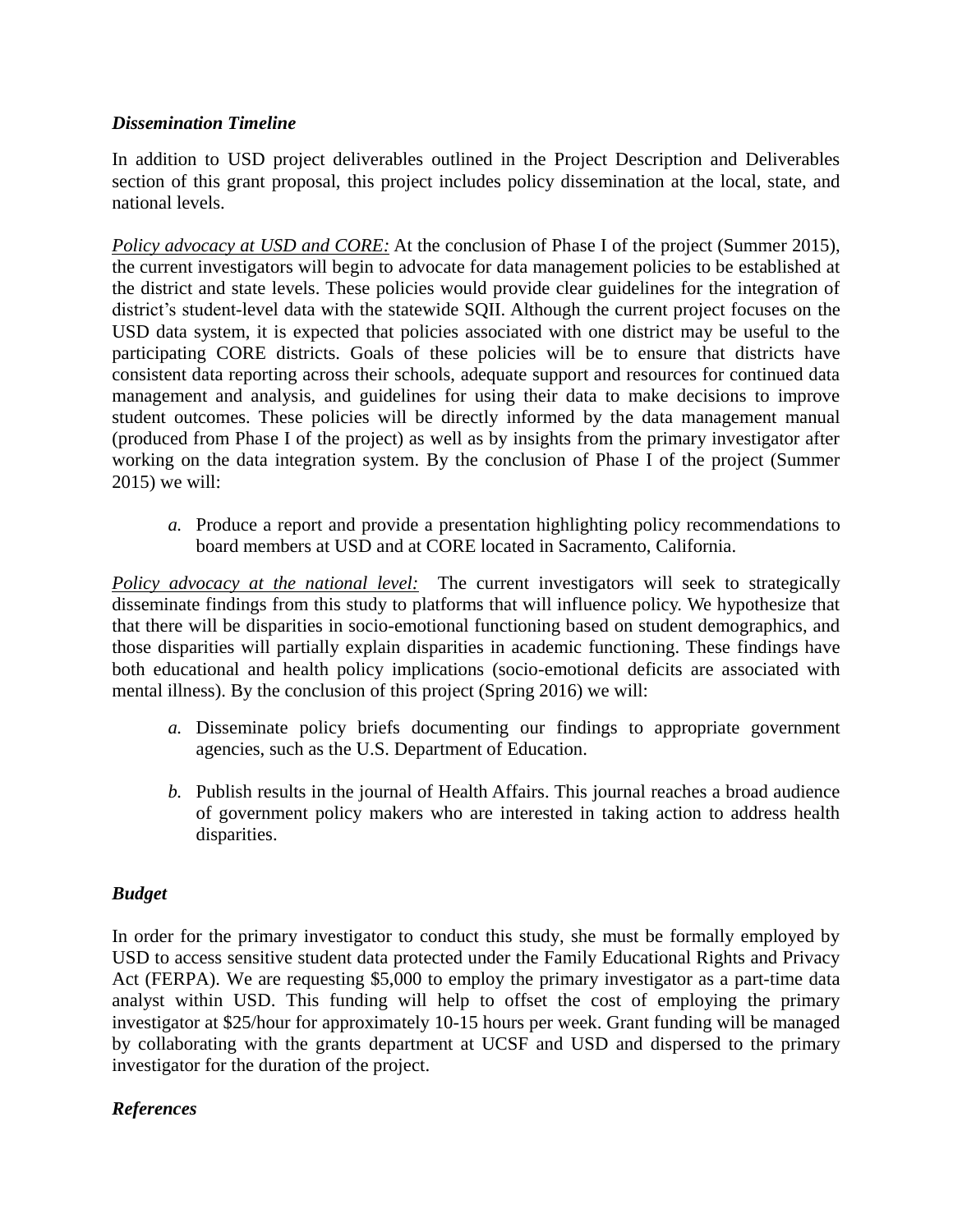### *Dissemination Timeline*

In addition to USD project deliverables outlined in the Project Description and Deliverables section of this grant proposal, this project includes policy dissemination at the local, state, and national levels.

*Policy advocacy at USD and CORE:* At the conclusion of Phase I of the project (Summer 2015), the current investigators will begin to advocate for data management policies to be established at the district and state levels. These policies would provide clear guidelines for the integration of district's student-level data with the statewide SQII. Although the current project focuses on the USD data system, it is expected that policies associated with one district may be useful to the participating CORE districts. Goals of these policies will be to ensure that districts have consistent data reporting across their schools, adequate support and resources for continued data management and analysis, and guidelines for using their data to make decisions to improve student outcomes. These policies will be directly informed by the data management manual (produced from Phase I of the project) as well as by insights from the primary investigator after working on the data integration system. By the conclusion of Phase I of the project (Summer 2015) we will:

*a.* Produce a report and provide a presentation highlighting policy recommendations to board members at USD and at CORE located in Sacramento, California.

*Policy advocacy at the national level:* The current investigators will seek to strategically disseminate findings from this study to platforms that will influence policy. We hypothesize that that there will be disparities in socio-emotional functioning based on student demographics, and those disparities will partially explain disparities in academic functioning. These findings have both educational and health policy implications (socio-emotional deficits are associated with mental illness). By the conclusion of this project (Spring 2016) we will:

*a.* Disseminate policy briefs documenting our findings to appropriate government agencies, such as the U.S. Department of Education.

*b.* Publish results in the journal of Health Affairs. This journal reaches a broad audience of government policy makers who are interested in taking action to address health disparities.

### *Budget*

In order for the primary investigator to conduct this study, she must be formally employed by USD to access sensitive student data protected under the Family Educational Rights and Privacy Act (FERPA). We are requesting $5,000 to employ the primary investigator as a part-time data analyst within USD. This funding will help to offset the cost of employing the primary investigator at $25/hour for approximately 10-15 hours per week. Grant funding will be managed by collaborating with the grants department at UCSF and USD and dispersed to the primary investigator for the duration of the project.

### *References*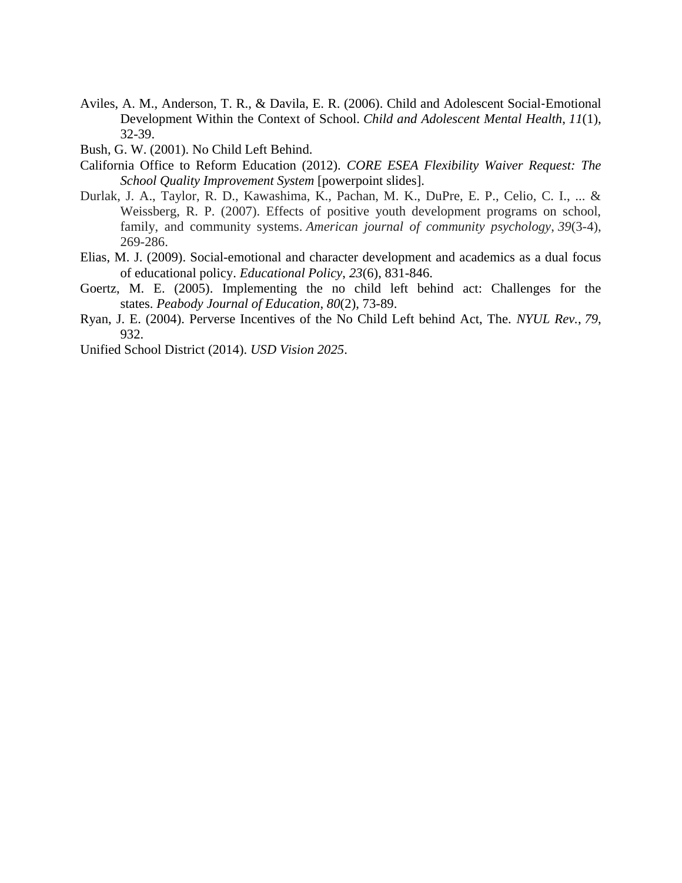Aviles, A. M., Anderson, T. R., & Davila, E. R. (2006). Child and Adolescent Social-Emotional Development Within the Context of School. *Child and Adolescent Mental Health*, *11*(1), 32-39.

Bush, G. W. (2001). No Child Left Behind.

California Office to Reform Education (2012). *CORE ESEA Flexibility Waiver Request: The School Quality Improvement System* [powerpoint slides].

Durlak, J. A., Taylor, R. D., Kawashima, K., Pachan, M. K., DuPre, E. P., Celio, C. I., ... & Weissberg, R. P. (2007). Effects of positive youth development programs on school, family, and community systems. *American journal of community psychology*, *39*(3-4), 269-286.

Elias, M. J. (2009). Social-emotional and character development and academics as a dual focus of educational policy. *Educational Policy*, *23*(6), 831-846.

Goertz, M. E. (2005). Implementing the no child left behind act: Challenges for the states. *Peabody Journal of Education*, *80*(2), 73-89.

Ryan, J. E. (2004). Perverse Incentives of the No Child Left behind Act, The. *NYUL Rev.*, *79*, 932.

Unified School District (2014). *USD Vision 2025*.